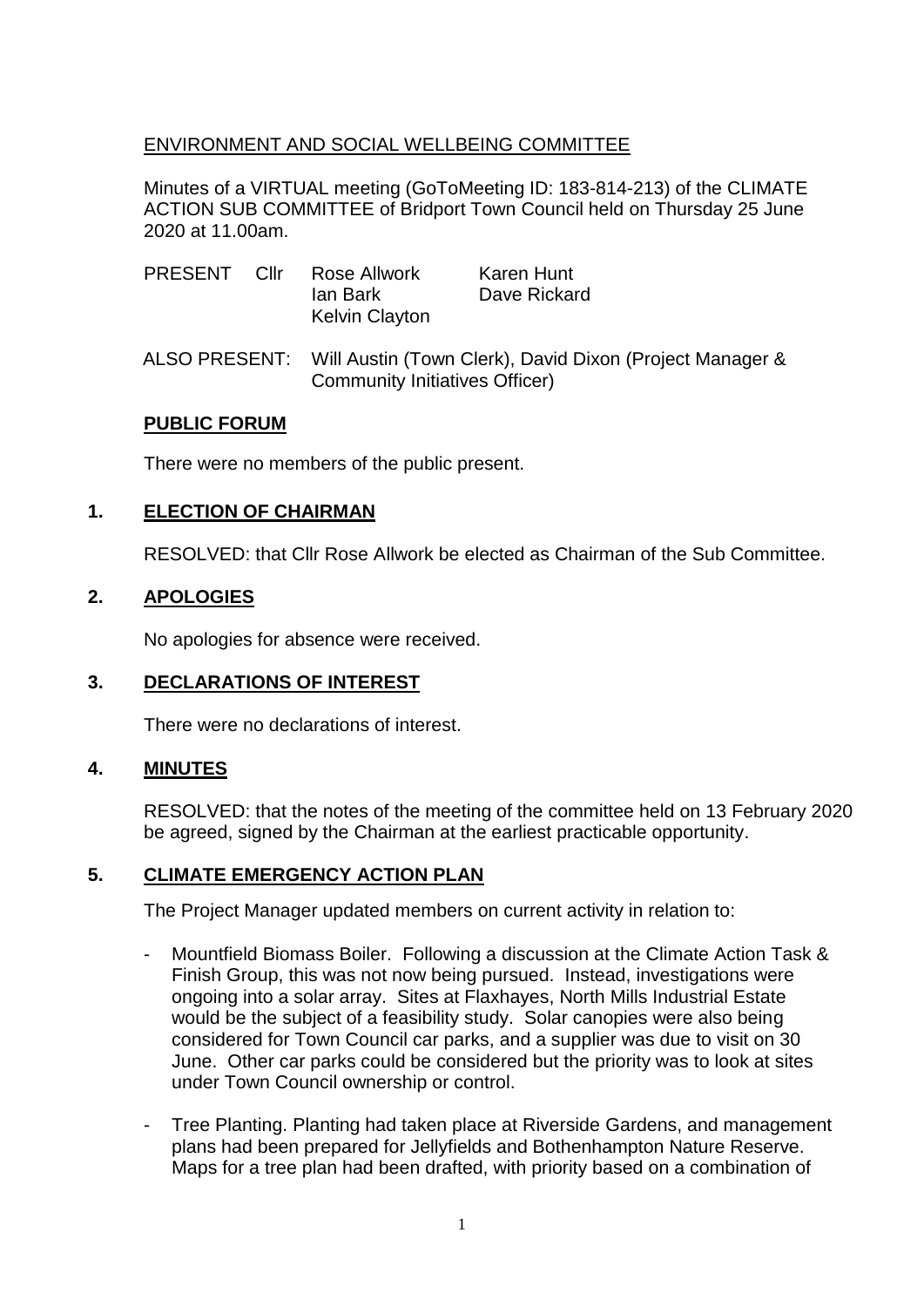ENVIRONMENT AND SOCIAL WELLBEING COMMITTEE

Minutes of a VIRTUAL meeting (GoToMeeting ID: 183-814-213) of the CLIMATE ACTION SUB COMMITTEE of Bridport Town Council held on Thursday 25 June 2020 at 11.00am.

PRESENT Cllr Rose Allwork, Karen Hunt, Ian Bark, Dave Rickard, Kelvin Clayton

ALSO PRESENT: Will Austin (Town Clerk), David Dixon (Project Manager & Community Initiatives Officer)

## PUBLIC FORUM

There were no members of the public present.

## 1. ELECTION OF CHAIRMAN

RESOLVED: that Cllr Rose Allwork be elected as Chairman of the Sub Committee.

## 2. APOLOGIES

No apologies for absence were received.

## 3. DECLARATIONS OF INTEREST

There were no declarations of interest.

## 4. MINUTES

RESOLVED: that the notes of the meeting of the committee held on 13 February 2020 be agreed, signed by the Chairman at the earliest practicable opportunity.

## 5. CLIMATE EMERGENCY ACTION PLAN

The Project Manager updated members on current activity in relation to:

- Mountfield Biomass Boiler. Following a discussion at the Climate Action Task & Finish Group, this was not now being pursued. Instead, investigations were ongoing into a solar array. Sites at Flaxhayes, North Mills Industrial Estate would be the subject of a feasibility study. Solar canopies were also being considered for Town Council car parks, and a supplier was due to visit on 30 June. Other car parks could be considered but the priority was to look at sites under Town Council ownership or control.

- Tree Planting. Planting had taken place at Riverside Gardens, and management plans had been prepared for Jellyfields and Bothenhampton Nature Reserve. Maps for a tree plan had been drafted, with priority based on a combination of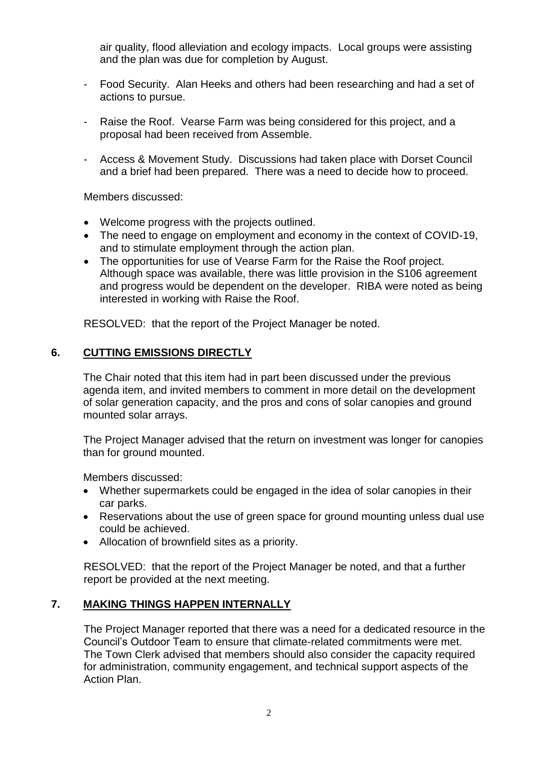air quality, flood alleviation and ecology impacts. Local groups were assisting and the plan was due for completion by August.

- Food Security. Alan Heeks and others had been researching and had a set of actions to pursue.
- Raise the Roof. Vearse Farm was being considered for this project, and a proposal had been received from Assemble.
- Access & Movement Study. Discussions had taken place with Dorset Council and a brief had been prepared. There was a need to decide how to proceed.

Members discussed:

- Welcome progress with the projects outlined.
- The need to engage on employment and economy in the context of COVID-19, and to stimulate employment through the action plan.
- The opportunities for use of Vearse Farm for the Raise the Roof project. Although space was available, there was little provision in the S106 agreement and progress would be dependent on the developer. RIBA were noted as being interested in working with Raise the Roof.

RESOLVED: that the report of the Project Manager be noted.

## 6. CUTTING EMISSIONS DIRECTLY

The Chair noted that this item had in part been discussed under the previous agenda item, and invited members to comment in more detail on the development of solar generation capacity, and the pros and cons of solar canopies and ground mounted solar arrays.

The Project Manager advised that the return on investment was longer for canopies than for ground mounted.

Members discussed:

- Whether supermarkets could be engaged in the idea of solar canopies in their car parks.
- Reservations about the use of green space for ground mounting unless dual use could be achieved.
- Allocation of brownfield sites as a priority.

RESOLVED: that the report of the Project Manager be noted, and that a further report be provided at the next meeting.

## 7. MAKING THINGS HAPPEN INTERNALLY

The Project Manager reported that there was a need for a dedicated resource in the Council's Outdoor Team to ensure that climate-related commitments were met. The Town Clerk advised that members should also consider the capacity required for administration, community engagement, and technical support aspects of the Action Plan.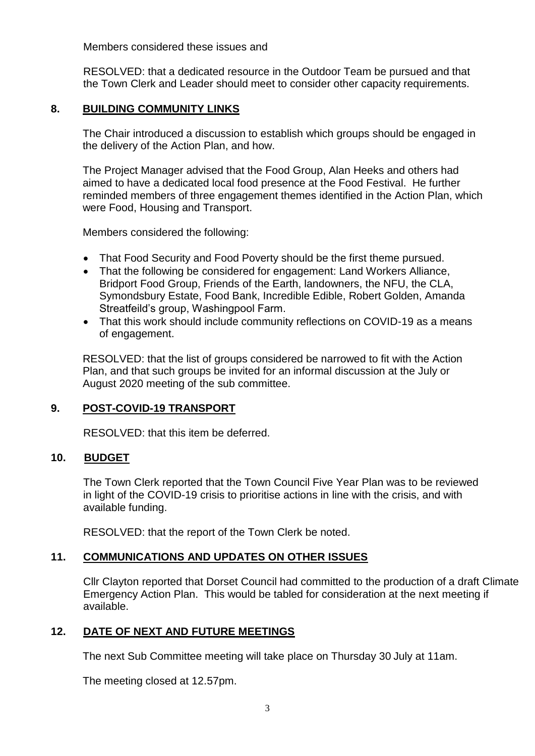Members considered these issues and

RESOLVED: that a dedicated resource in the Outdoor Team be pursued and that the Town Clerk and Leader should meet to consider other capacity requirements.

## 8. BUILDING COMMUNITY LINKS

The Chair introduced a discussion to establish which groups should be engaged in the delivery of the Action Plan, and how.

The Project Manager advised that the Food Group, Alan Heeks and others had aimed to have a dedicated local food presence at the Food Festival. He further reminded members of three engagement themes identified in the Action Plan, which were Food, Housing and Transport.

Members considered the following:

- That Food Security and Food Poverty should be the first theme pursued.
- That the following be considered for engagement: Land Workers Alliance, Bridport Food Group, Friends of the Earth, landowners, the NFU, the CLA, Symondsbury Estate, Food Bank, Incredible Edible, Robert Golden, Amanda Streatfeild's group, Washingpool Farm.
- That this work should include community reflections on COVID-19 as a means of engagement.

RESOLVED: that the list of groups considered be narrowed to fit with the Action Plan, and that such groups be invited for an informal discussion at the July or August 2020 meeting of the sub committee.

## 9. POST-COVID-19 TRANSPORT

RESOLVED: that this item be deferred.

## 10. BUDGET

The Town Clerk reported that the Town Council Five Year Plan was to be reviewed in light of the COVID-19 crisis to prioritise actions in line with the crisis, and with available funding.

RESOLVED: that the report of the Town Clerk be noted.

## 11. COMMUNICATIONS AND UPDATES ON OTHER ISSUES

Cllr Clayton reported that Dorset Council had committed to the production of a draft Climate Emergency Action Plan. This would be tabled for consideration at the next meeting if available.

## 12. DATE OF NEXT AND FUTURE MEETINGS

The next Sub Committee meeting will take place on Thursday 30 July at 11am.

The meeting closed at 12.57pm.